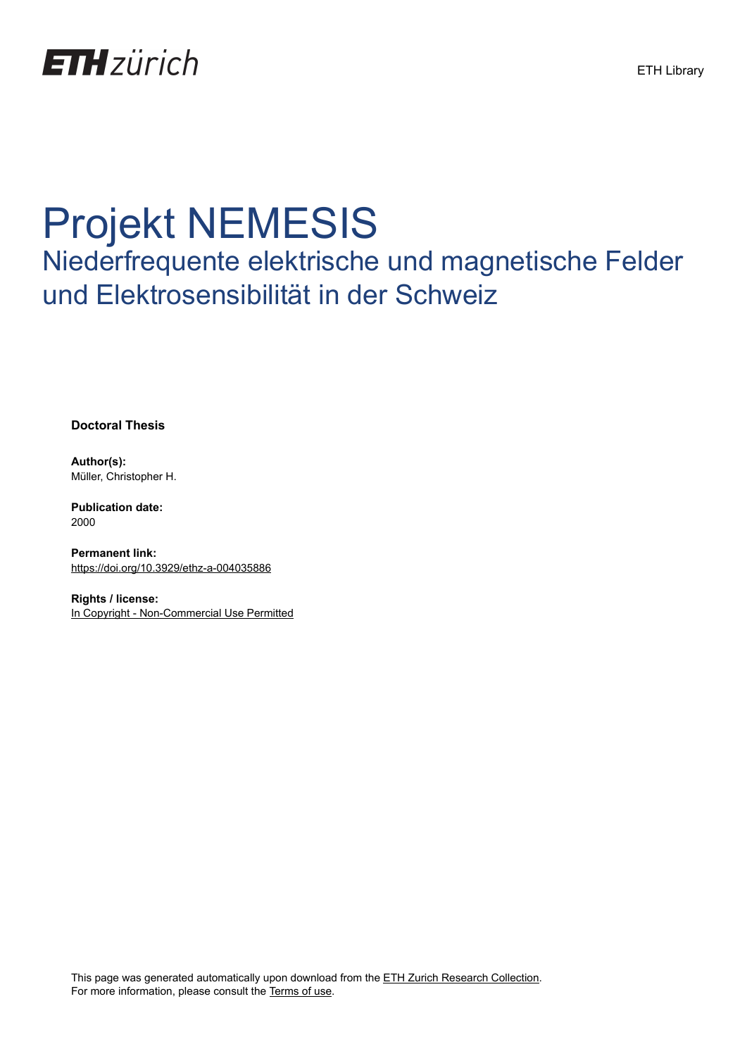# Projekt NEMESIS

## Niederfrequente elektrische und magnetische Felder und Elektrosensibilität in der Schweiz

**Doctoral Thesis**

**Author(s):**
Müller, Christopher H.

**Publication date:**
2000

**Permanent link:**
https://doi.org/10.3929/ethz-a-004035886

**Rights / license:**
In Copyright - Non-Commercial Use Permitted

This page was generated automatically upon download from the ETH Zurich Research Collection.
For more information, please consult the Terms of use.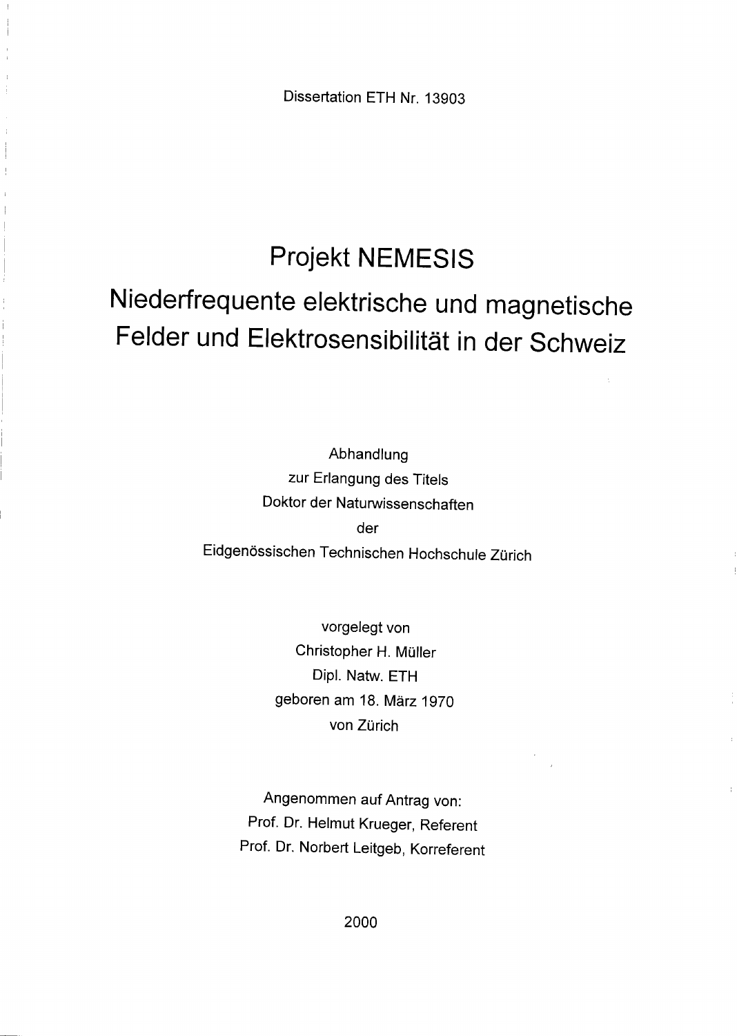Dissertation ETH Nr. 13903

# Projekt NEMESIS

## Niederfrequente elektrische und magnetische Felder und Elektrosensibilität in der Schweiz

Abhandlung
zur Erlangung des Titels
Doktor der Naturwissenschaften
der
Eidgenössischen Technischen Hochschule Zürich

vorgelegt von
Christopher H. Müller
Dipl. Natw. ETH
geboren am 18. März 1970
von Zürich

Angenommen auf Antrag von:
Prof. Dr. Helmut Krueger, Referent
Prof. Dr. Norbert Leitgeb, Korreferent

2000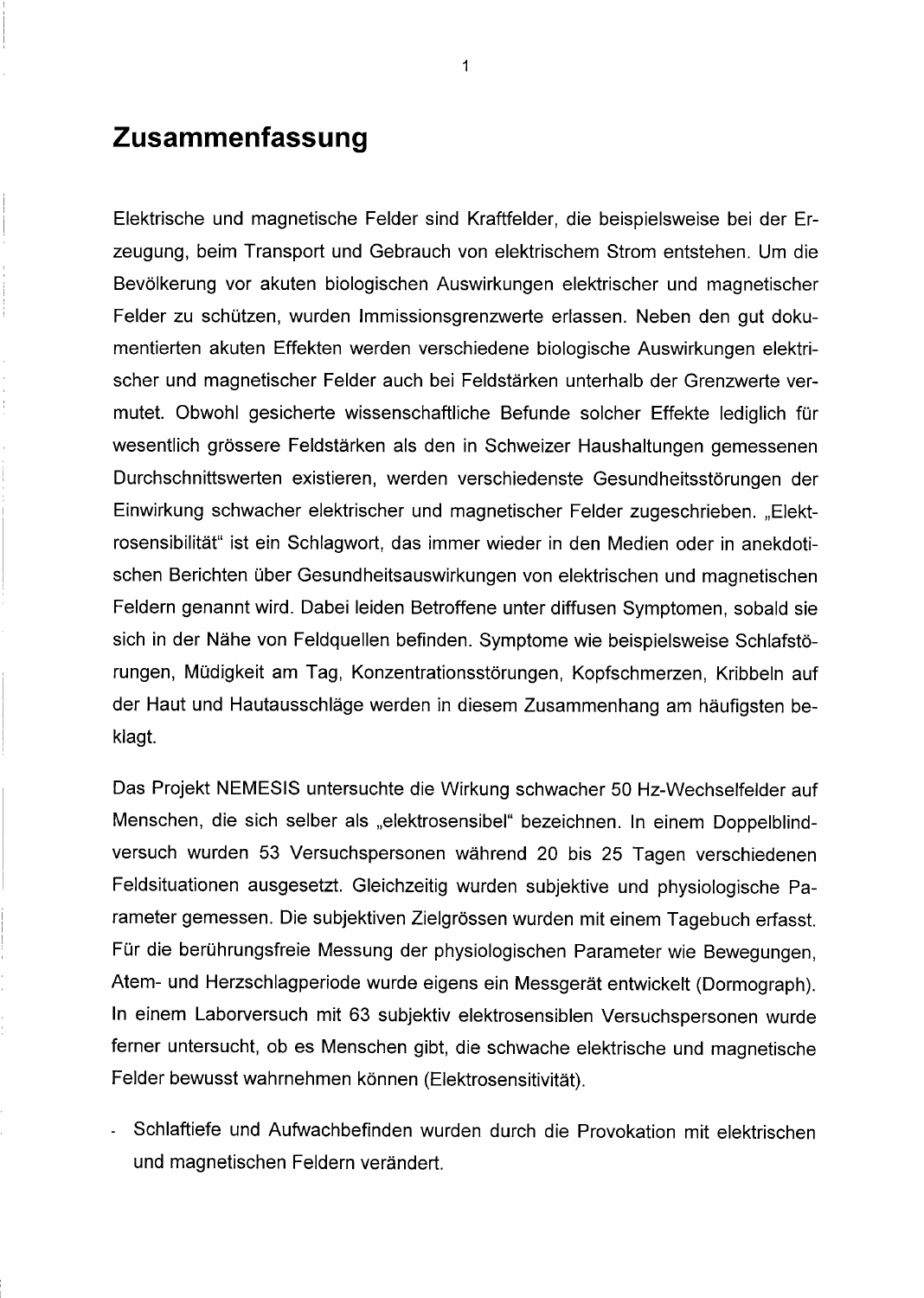# Zusammenfassung

Elektrische und magnetische Felder sind Kraftfelder, die beispielsweise bei der Erzeugung, beim Transport und Gebrauch von elektrischem Strom entstehen. Um die Bevölkerung vor akuten biologischen Auswirkungen elektrischer und magnetischer Felder zu schützen, wurden Immissionsgrenzwerte erlassen. Neben den gut dokumentierten akuten Effekten werden verschiedene biologische Auswirkungen elektrischer und magnetischer Felder auch bei Feldstärken unterhalb der Grenzwerte vermutet. Obwohl gesicherte wissenschaftliche Befunde solcher Effekte lediglich für wesentlich grössere Feldstärken als den in Schweizer Haushaltungen gemessenen Durchschnittswerten existieren, werden verschiedenste Gesundheitsstörungen der Einwirkung schwacher elektrischer und magnetischer Felder zugeschrieben. „Elektrosensibilität" ist ein Schlagwort, das immer wieder in den Medien oder in anekdotischen Berichten über Gesundheitsauswirkungen von elektrischen und magnetischen Feldern genannt wird. Dabei leiden Betroffene unter diffusen Symptomen, sobald sie sich in der Nähe von Feldquellen befinden. Symptome wie beispielsweise Schlafstörungen, Müdigkeit am Tag, Konzentrationsstörungen, Kopfschmerzen, Kribbeln auf der Haut und Hautausschläge werden in diesem Zusammenhang am häufigsten beklagt.

Das Projekt NEMESIS untersuchte die Wirkung schwacher 50 Hz-Wechselfelder auf Menschen, die sich selber als „elektrosensibel" bezeichnen. In einem Doppelblindversuch wurden 53 Versuchspersonen während 20 bis 25 Tagen verschiedenen Feldsituationen ausgesetzt. Gleichzeitig wurden subjektive und physiologische Parameter gemessen. Die subjektiven Zielgrössen wurden mit einem Tagebuch erfasst. Für die berührungsfreie Messung der physiologischen Parameter wie Bewegungen, Atem- und Herzschlagperiode wurde eigens ein Messgerät entwickelt (Dormograph). In einem Laborversuch mit 63 subjektiv elektrosensiblen Versuchspersonen wurde ferner untersucht, ob es Menschen gibt, die schwache elektrische und magnetische Felder bewusst wahrnehmen können (Elektrosensitivität).

- Schlaftiefe und Aufwachbefinden wurden durch die Provokation mit elektrischen und magnetischen Feldern verändert.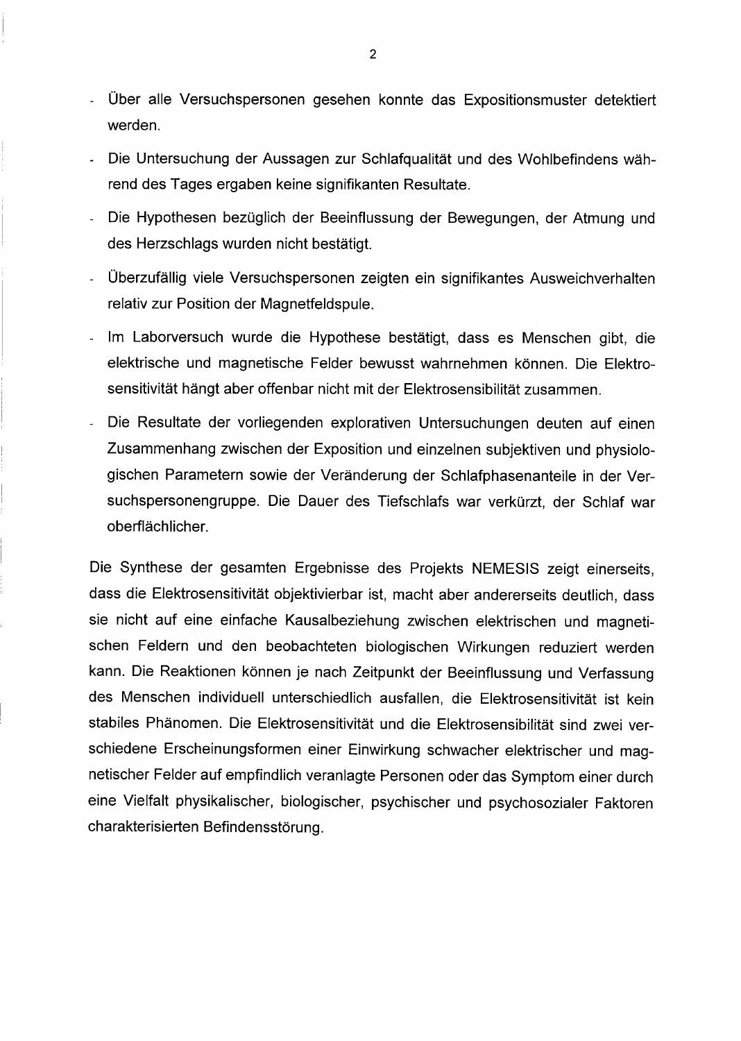- Über alle Versuchspersonen gesehen konnte das Expositionsmuster detektiert werden.
- Die Untersuchung der Aussagen zur Schlafqualität und des Wohlbefindens während des Tages ergaben keine signifikanten Resultate.
- Die Hypothesen bezüglich der Beeinflussung der Bewegungen, der Atmung und des Herzschlags wurden nicht bestätigt.
- Überzufällig viele Versuchspersonen zeigten ein signifikantes Ausweichverhalten relativ zur Position der Magnetfeldspule.
- Im Laborversuch wurde die Hypothese bestätigt, dass es Menschen gibt, die elektrische und magnetische Felder bewusst wahrnehmen können. Die Elektrosensitivität hängt aber offenbar nicht mit der Elektrosensibilität zusammen.
- Die Resultate der vorliegenden explorativen Untersuchungen deuten auf einen Zusammenhang zwischen der Exposition und einzelnen subjektiven und physiologischen Parametern sowie der Veränderung der Schlafphasenanteile in der Versuchspersonengruppe. Die Dauer des Tiefschlafs war verkürzt, der Schlaf war oberflächlicher.

Die Synthese der gesamten Ergebnisse des Projekts NEMESIS zeigt einerseits, dass die Elektrosensitivität objektivierbar ist, macht aber andererseits deutlich, dass sie nicht auf eine einfache Kausalbeziehung zwischen elektrischen und magnetischen Feldern und den beobachteten biologischen Wirkungen reduziert werden kann. Die Reaktionen können je nach Zeitpunkt der Beeinflussung und Verfassung des Menschen individuell unterschiedlich ausfallen, die Elektrosensitivität ist kein stabiles Phänomen. Die Elektrosensitivität und die Elektrosensibilität sind zwei verschiedene Erscheinungsformen einer Einwirkung schwacher elektrischer und magnetischer Felder auf empfindlich veranlagte Personen oder das Symptom einer durch eine Vielfalt physikalischer, biologischer, psychischer und psychosozialer Faktoren charakterisierten Befindensstörung.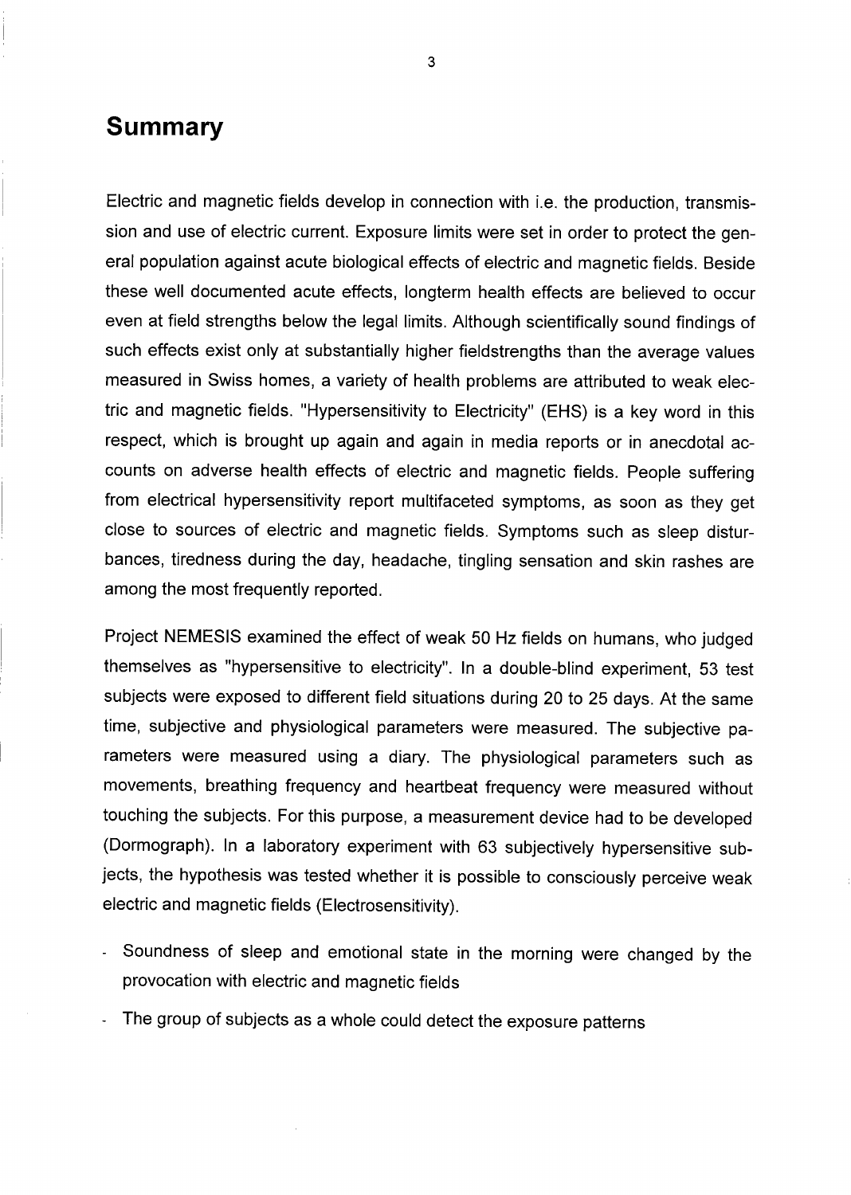# Summary

Electric and magnetic fields develop in connection with i.e. the production, transmission and use of electric current. Exposure limits were set in order to protect the general population against acute biological effects of electric and magnetic fields. Beside these well documented acute effects, longterm health effects are believed to occur even at field strengths below the legal limits. Although scientifically sound findings of such effects exist only at substantially higher fieldstrengths than the average values measured in Swiss homes, a variety of health problems are attributed to weak electric and magnetic fields. "Hypersensitivity to Electricity" (EHS) is a key word in this respect, which is brought up again and again in media reports or in anecdotal accounts on adverse health effects of electric and magnetic fields. People suffering from electrical hypersensitivity report multifaceted symptoms, as soon as they get close to sources of electric and magnetic fields. Symptoms such as sleep disturbances, tiredness during the day, headache, tingling sensation and skin rashes are among the most frequently reported.

Project NEMESIS examined the effect of weak 50 Hz fields on humans, who judged themselves as "hypersensitive to electricity". In a double-blind experiment, 53 test subjects were exposed to different field situations during 20 to 25 days. At the same time, subjective and physiological parameters were measured. The subjective parameters were measured using a diary. The physiological parameters such as movements, breathing frequency and heartbeat frequency were measured without touching the subjects. For this purpose, a measurement device had to be developed (Dormograph). In a laboratory experiment with 63 subjectively hypersensitive subjects, the hypothesis was tested whether it is possible to consciously perceive weak electric and magnetic fields (Electrosensitivity).

- Soundness of sleep and emotional state in the morning were changed by the provocation with electric and magnetic fields
- The group of subjects as a whole could detect the exposure patterns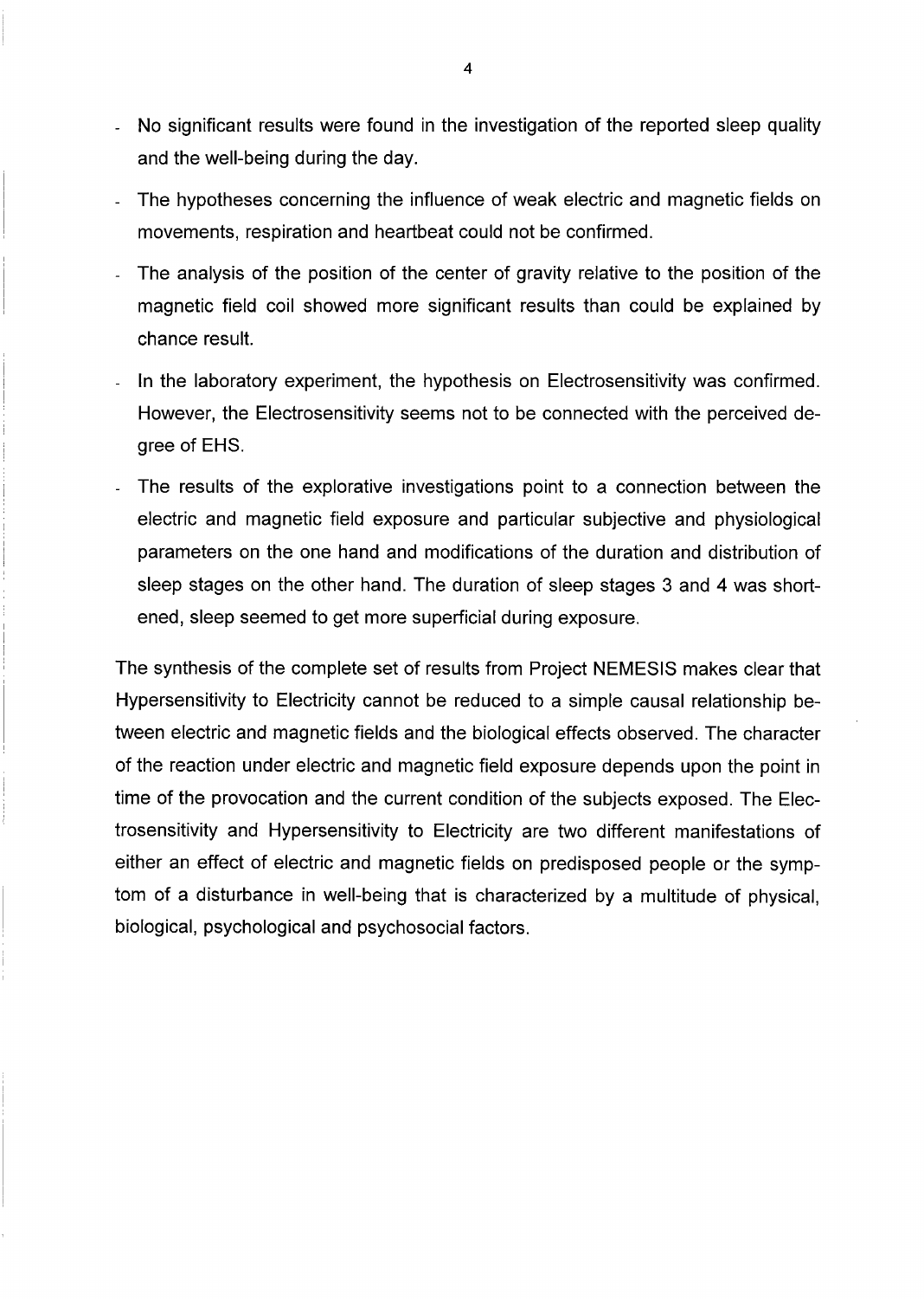- No significant results were found in the investigation of the reported sleep quality and the well-being during the day.
- The hypotheses concerning the influence of weak electric and magnetic fields on movements, respiration and heartbeat could not be confirmed.
- The analysis of the position of the center of gravity relative to the position of the magnetic field coil showed more significant results than could be explained by chance result.
- In the laboratory experiment, the hypothesis on Electrosensitivity was confirmed. However, the Electrosensitivity seems not to be connected with the perceived degree of EHS.
- The results of the explorative investigations point to a connection between the electric and magnetic field exposure and particular subjective and physiological parameters on the one hand and modifications of the duration and distribution of sleep stages on the other hand. The duration of sleep stages 3 and 4 was shortened, sleep seemed to get more superficial during exposure.

The synthesis of the complete set of results from Project NEMESIS makes clear that Hypersensitivity to Electricity cannot be reduced to a simple causal relationship between electric and magnetic fields and the biological effects observed. The character of the reaction under electric and magnetic field exposure depends upon the point in time of the provocation and the current condition of the subjects exposed. The Electrosensitivity and Hypersensitivity to Electricity are two different manifestations of either an effect of electric and magnetic fields on predisposed people or the symptom of a disturbance in well-being that is characterized by a multitude of physical, biological, psychological and psychosocial factors.